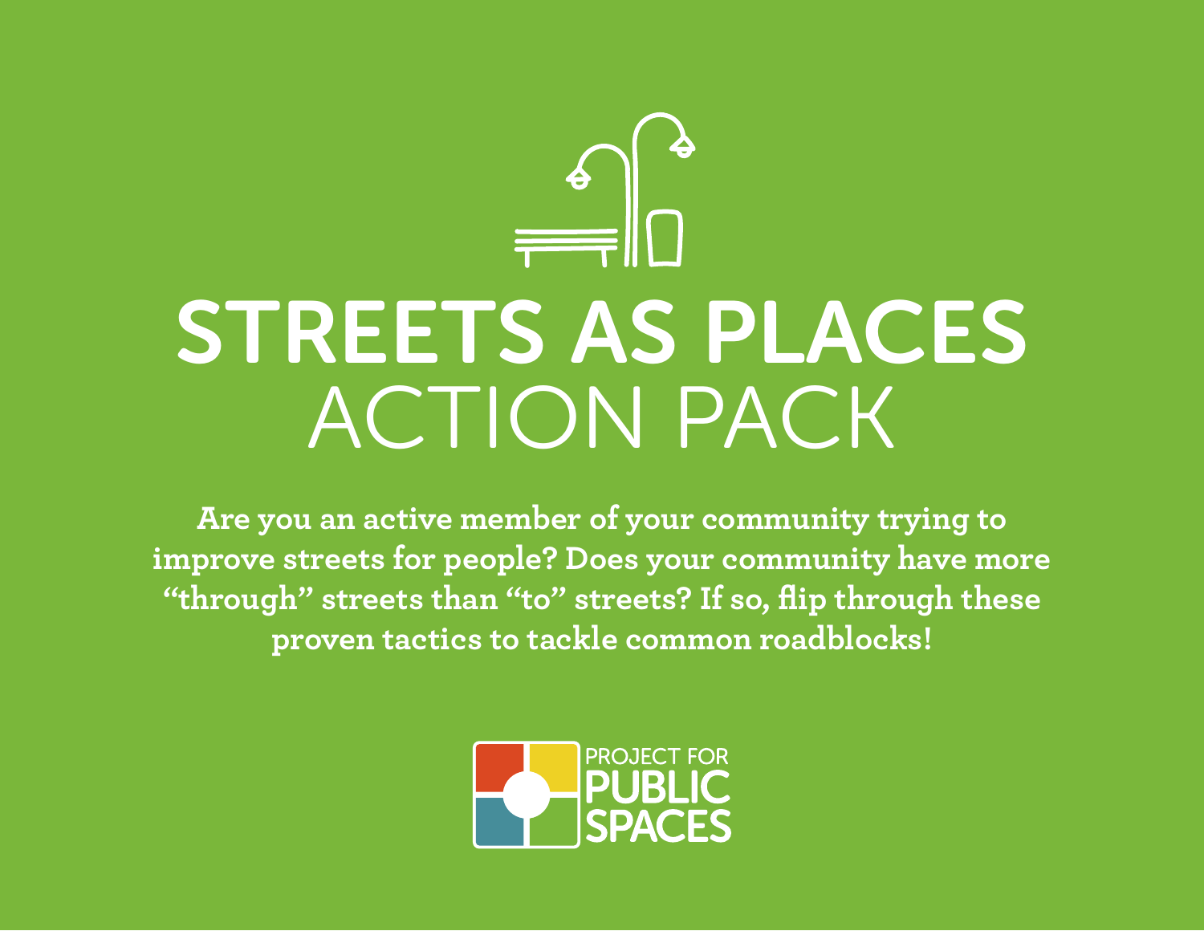# STREETS AS PLACES
## ACTION PACK

**Are you an active member of your community trying to improve streets for people? Does your community have more "through" streets than "to" streets? If so, flip through these proven tactics to tackle common roadblocks!**

PROJECT FOR PUBLIC SPACES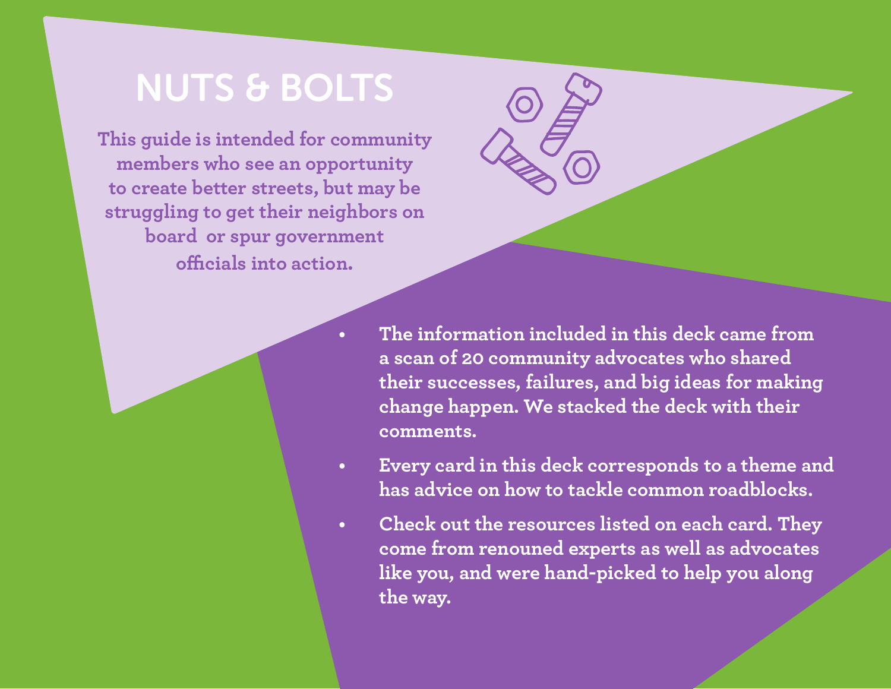# NUTS & BOLTS

**This guide is intended for community members who see an opportunity to create better streets, but may be struggling to get their neighbors on board or spur government officials into action.**

- **The information included in this deck came from a scan of 20 community advocates who shared their successes, failures, and big ideas for making change happen. We stacked the deck with their comments.**
- **Every card in this deck corresponds to a theme and has advice on how to tackle common roadblocks.**
- **Check out the resources listed on each card. They come from renouned experts as well as advocates like you, and were hand-picked to help you along the way.**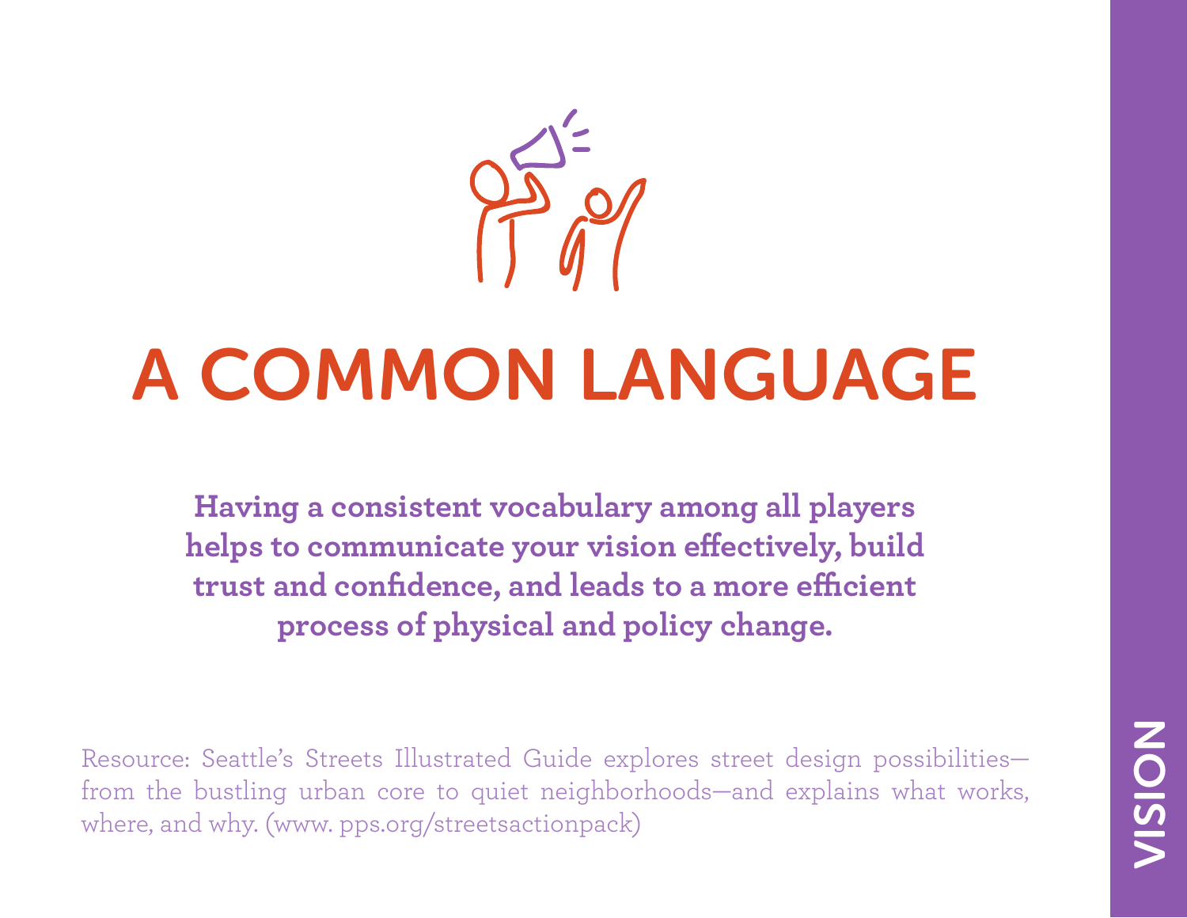# A COMMON LANGUAGE

**Having a consistent vocabulary among all players helps to communicate your vision effectively, build trust and confidence, and leads to a more efficient process of physical and policy change.**

Resource: Seattle's Streets Illustrated Guide explores street design possibilities—from the bustling urban core to quiet neighborhoods—and explains what works, where, and why. (www. pps.org/streetsactionpack)

VISION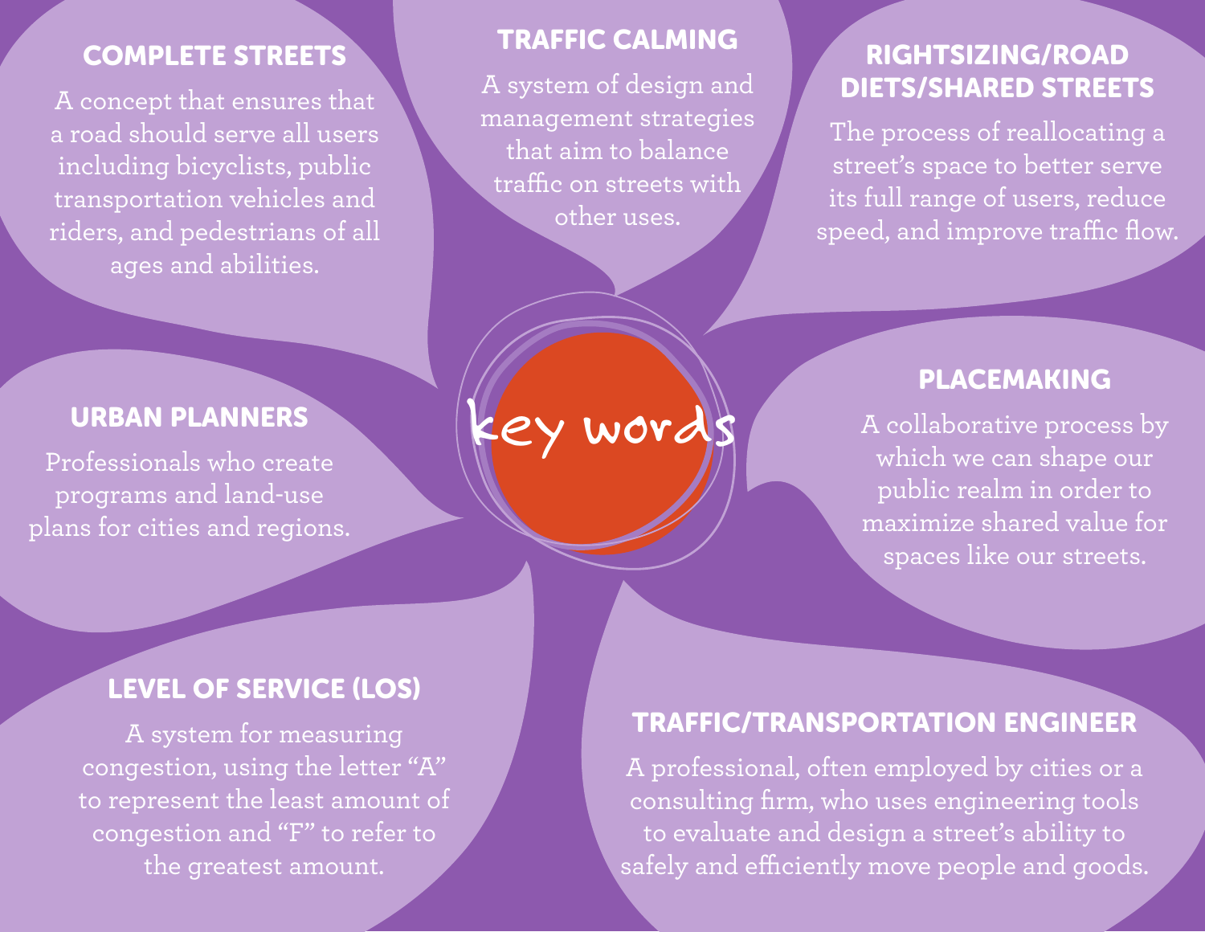# key words

## COMPLETE STREETS

A concept that ensures that a road should serve all users including bicyclists, public transportation vehicles and riders, and pedestrians of all ages and abilities.

## TRAFFIC CALMING

A system of design and management strategies that aim to balance traffic on streets with other uses.

## RIGHTSIZING/ROAD DIETS/SHARED STREETS

The process of reallocating a street's space to better serve its full range of users, reduce speed, and improve traffic flow.

## URBAN PLANNERS

Professionals who create programs and land-use plans for cities and regions.

## PLACEMAKING

A collaborative process by which we can shape our public realm in order to maximize shared value for spaces like our streets.

## LEVEL OF SERVICE (LOS)

A system for measuring congestion, using the letter "A" to represent the least amount of congestion and "F" to refer to the greatest amount.

## TRAFFIC/TRANSPORTATION ENGINEER

A professional, often employed by cities or a consulting firm, who uses engineering tools to evaluate and design a street's ability to safely and efficiently move people and goods.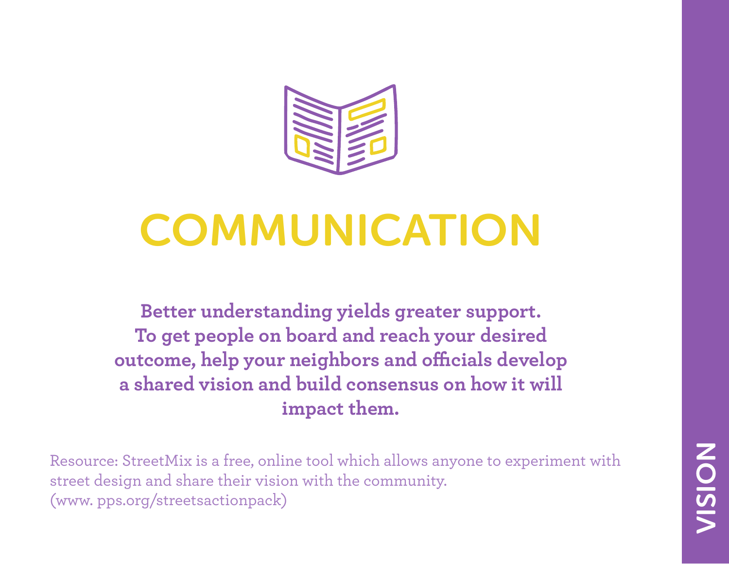# COMMUNICATION

**Better understanding yields greater support. To get people on board and reach your desired outcome, help your neighbors and officials develop a shared vision and build consensus on how it will impact them.**

Resource: StreetMix is a free, online tool which allows anyone to experiment with street design and share their vision with the community. (www. pps.org/streetsactionpack)

VISION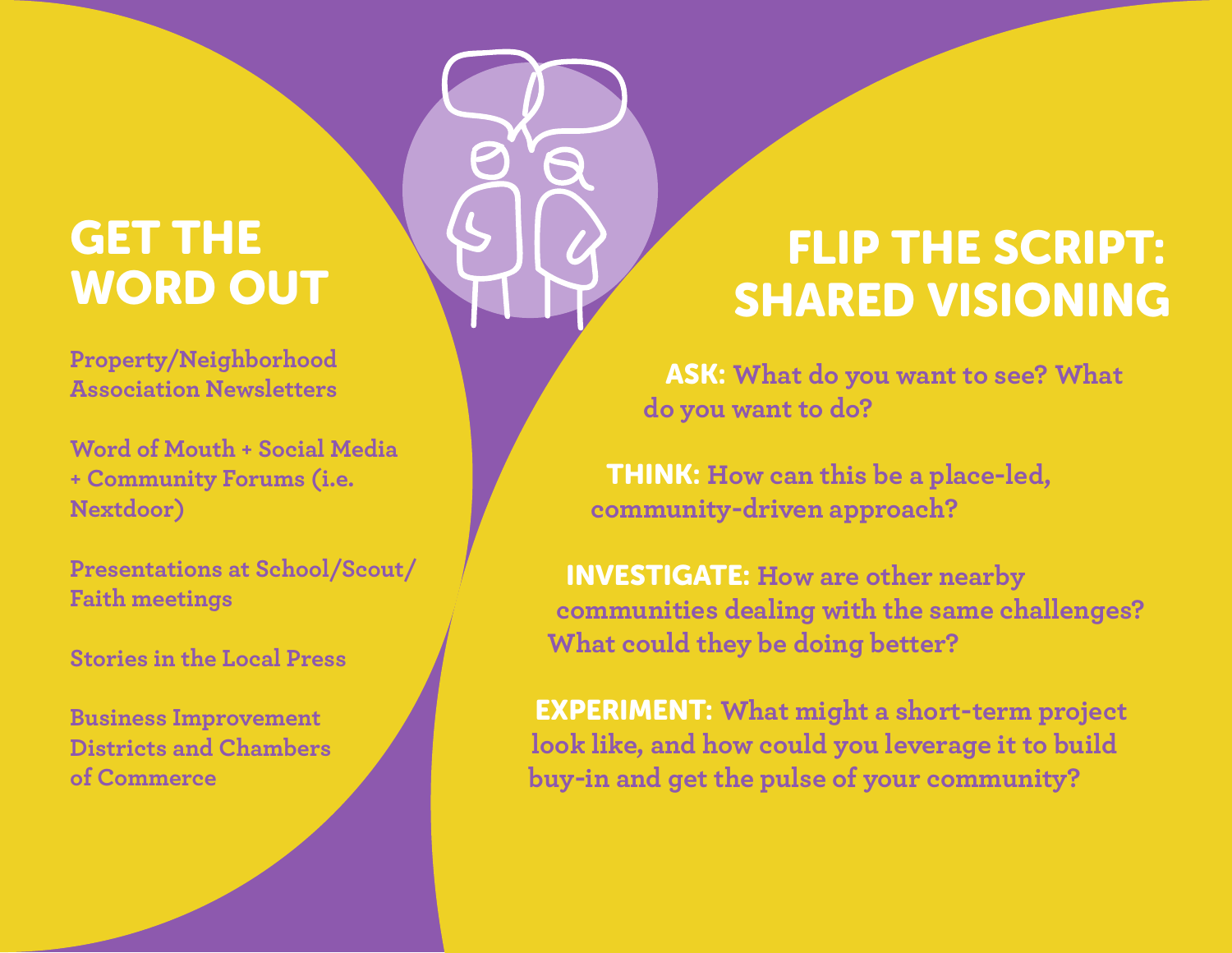## GET THE WORD OUT

Property/Neighborhood Association Newsletters

Word of Mouth + Social Media + Community Forums (i.e. Nextdoor)

Presentations at School/Scout/ Faith meetings

Stories in the Local Press

Business Improvement Districts and Chambers of Commerce

## FLIP THE SCRIPT: SHARED VISIONING

**ASK:** What do you want to see? What do you want to do?

**THINK:** How can this be a place-led, community-driven approach?

**INVESTIGATE:** How are other nearby communities dealing with the same challenges? What could they be doing better?

**EXPERIMENT:** What might a short-term project look like, and how could you leverage it to build buy-in and get the pulse of your community?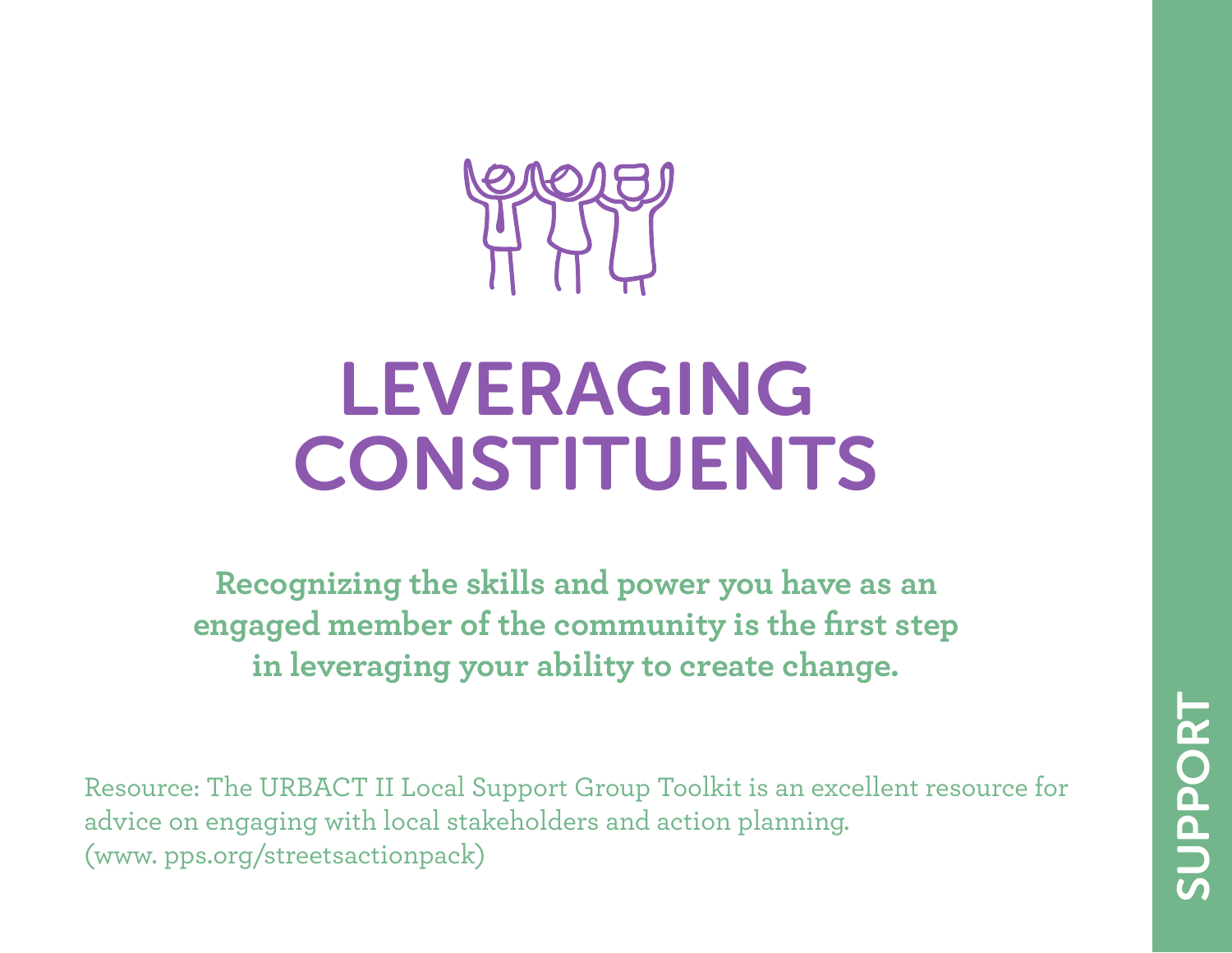# LEVERAGING CONSTITUENTS

**Recognizing the skills and power you have as an engaged member of the community is the first step in leveraging your ability to create change.**

Resource: The URBACT II Local Support Group Toolkit is an excellent resource for advice on engaging with local stakeholders and action planning. (www. pps.org/streetsactionpack)

SUPPORT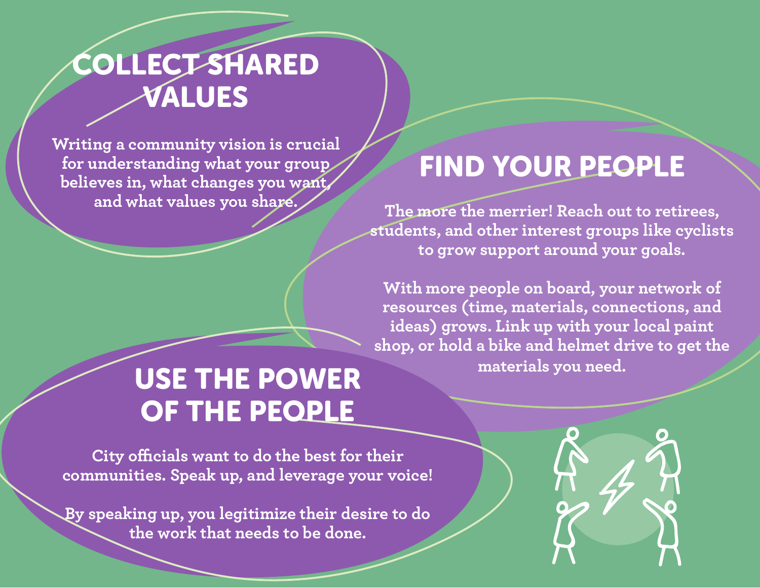## COLLECT SHARED VALUES

Writing a community vision is crucial for understanding what your group believes in, what changes you want, and what values you share.

## FIND YOUR PEOPLE

The more the merrier! Reach out to retirees, students, and other interest groups like cyclists to grow support around your goals.

With more people on board, your network of resources (time, materials, connections, and ideas) grows. Link up with your local paint shop, or hold a bike and helmet drive to get the materials you need.

## USE THE POWER OF THE PEOPLE

City officials want to do the best for their communities. Speak up, and leverage your voice!

By speaking up, you legitimize their desire to do the work that needs to be done.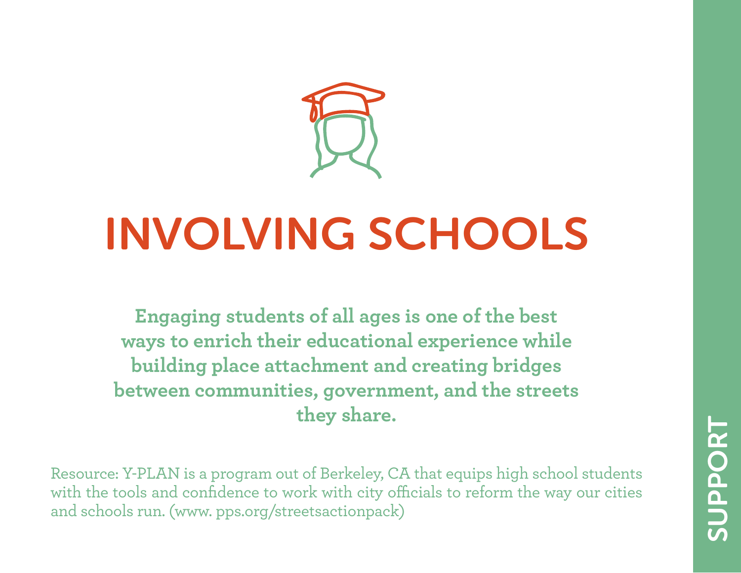# INVOLVING SCHOOLS

**Engaging students of all ages is one of the best ways to enrich their educational experience while building place attachment and creating bridges between communities, government, and the streets they share.**

Resource: Y-PLAN is a program out of Berkeley, CA that equips high school students with the tools and confidence to work with city officials to reform the way our cities and schools run. (www. pps.org/streetsactionpack)

SUPPORT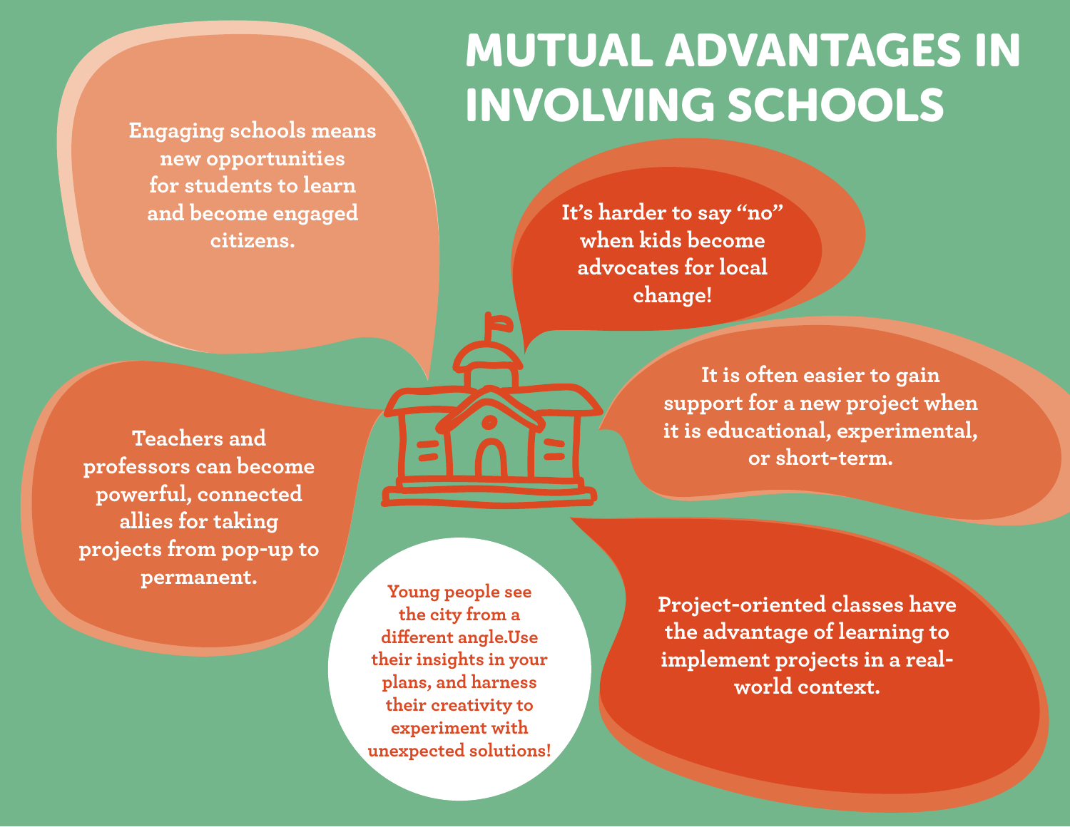# MUTUAL ADVANTAGES IN INVOLVING SCHOOLS

Engaging schools means new opportunities for students to learn and become engaged citizens.

It's harder to say "no" when kids become advocates for local change!

It is often easier to gain support for a new project when it is educational, experimental, or short-term.

Teachers and professors can become powerful, connected allies for taking projects from pop-up to permanent.

Young people see the city from a different angle.Use their insights in your plans, and harness their creativity to experiment with unexpected solutions!

Project-oriented classes have the advantage of learning to implement projects in a real-world context.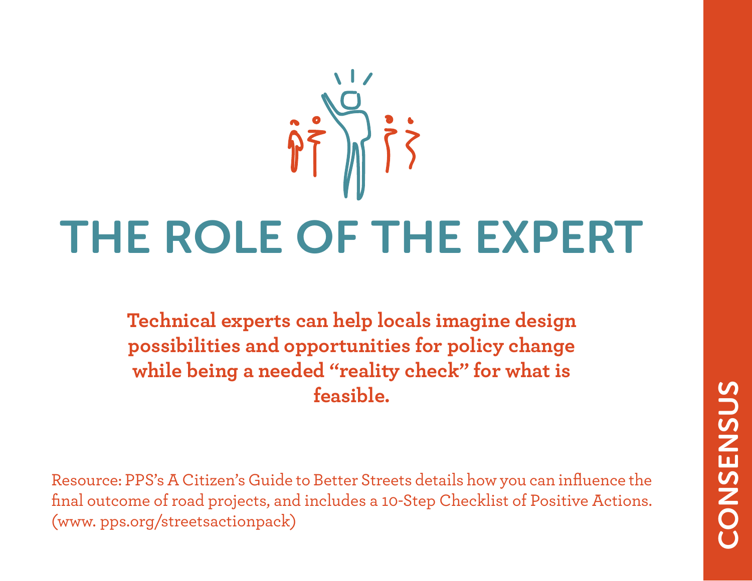# THE ROLE OF THE EXPERT

**Technical experts can help locals imagine design possibilities and opportunities for policy change while being a needed "reality check" for what is feasible.**

Resource: PPS's A Citizen's Guide to Better Streets details how you can influence the final outcome of road projects, and includes a 10-Step Checklist of Positive Actions. (www. pps.org/streetsactionpack)

CONSENSUS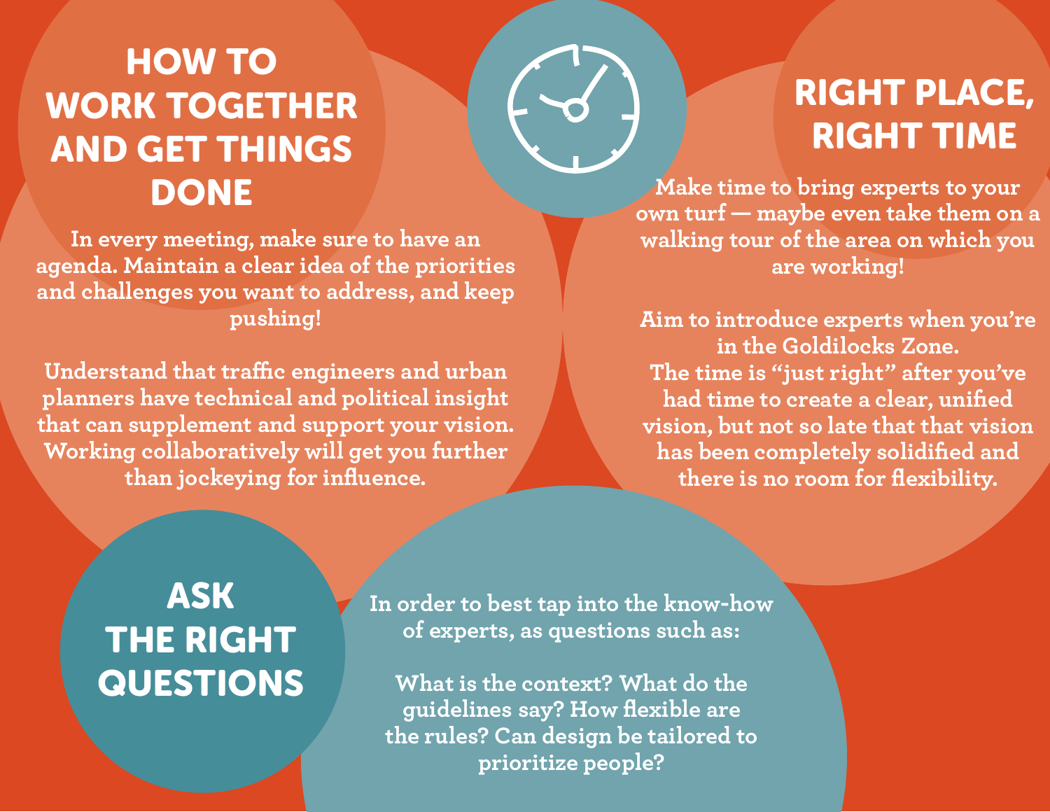## HOW TO WORK TOGETHER AND GET THINGS DONE

In every meeting, make sure to have an agenda. Maintain a clear idea of the priorities and challenges you want to address, and keep pushing!

Understand that traffic engineers and urban planners have technical and political insight that can supplement and support your vision. Working collaboratively will get you further than jockeying for influence.

## RIGHT PLACE, RIGHT TIME

Make time to bring experts to your own turf — maybe even take them on a walking tour of the area on which you are working!

Aim to introduce experts when you're in the Goldilocks Zone. The time is "just right" after you've had time to create a clear, unified vision, but not so late that that vision has been completely solidified and there is no room for flexibility.

## ASK THE RIGHT QUESTIONS

In order to best tap into the know-how of experts, as questions such as:

What is the context? What do the guidelines say? How flexible are the rules? Can design be tailored to prioritize people?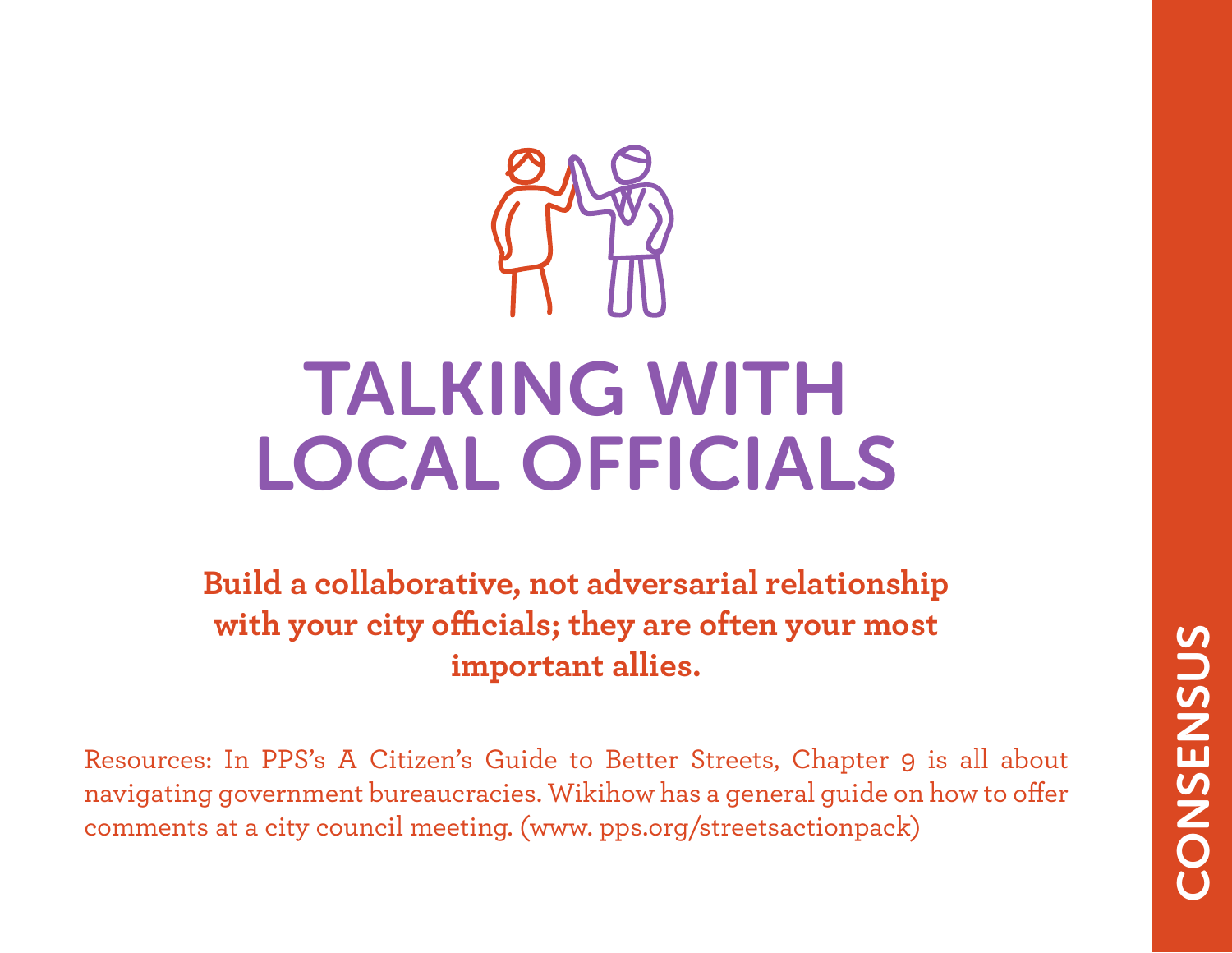# TALKING WITH LOCAL OFFICIALS

**Build a collaborative, not adversarial relationship with your city officials; they are often your most important allies.**

Resources: In PPS's A Citizen's Guide to Better Streets, Chapter 9 is all about navigating government bureaucracies. Wikihow has a general guide on how to offer comments at a city council meeting. (www. pps.org/streetsactionpack)

CONSENSUS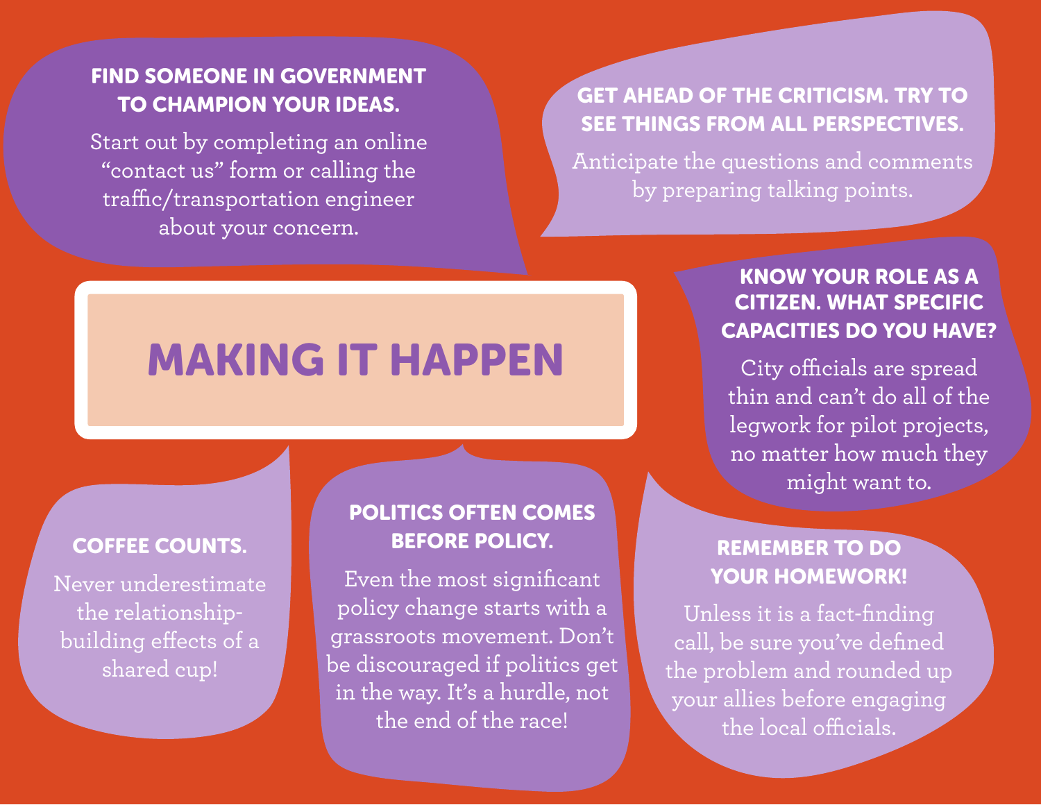# MAKING IT HAPPEN

**FIND SOMEONE IN GOVERNMENT TO CHAMPION YOUR IDEAS.**

Start out by completing an online “contact us” form or calling the traffic/transportation engineer about your concern.

**GET AHEAD OF THE CRITICISM. TRY TO SEE THINGS FROM ALL PERSPECTIVES.**

Anticipate the questions and comments by preparing talking points.

**KNOW YOUR ROLE AS A CITIZEN. WHAT SPECIFIC CAPACITIES DO YOU HAVE?**

City officials are spread thin and can’t do all of the legwork for pilot projects, no matter how much they might want to.

**COFFEE COUNTS.**

Never underestimate the relationship-building effects of a shared cup!

**POLITICS OFTEN COMES BEFORE POLICY.**

Even the most significant policy change starts with a grassroots movement. Don’t be discouraged if politics get in the way. It’s a hurdle, not the end of the race!

**REMEMBER TO DO YOUR HOMEWORK!**

Unless it is a fact-finding call, be sure you’ve defined the problem and rounded up your allies before engaging the local officials.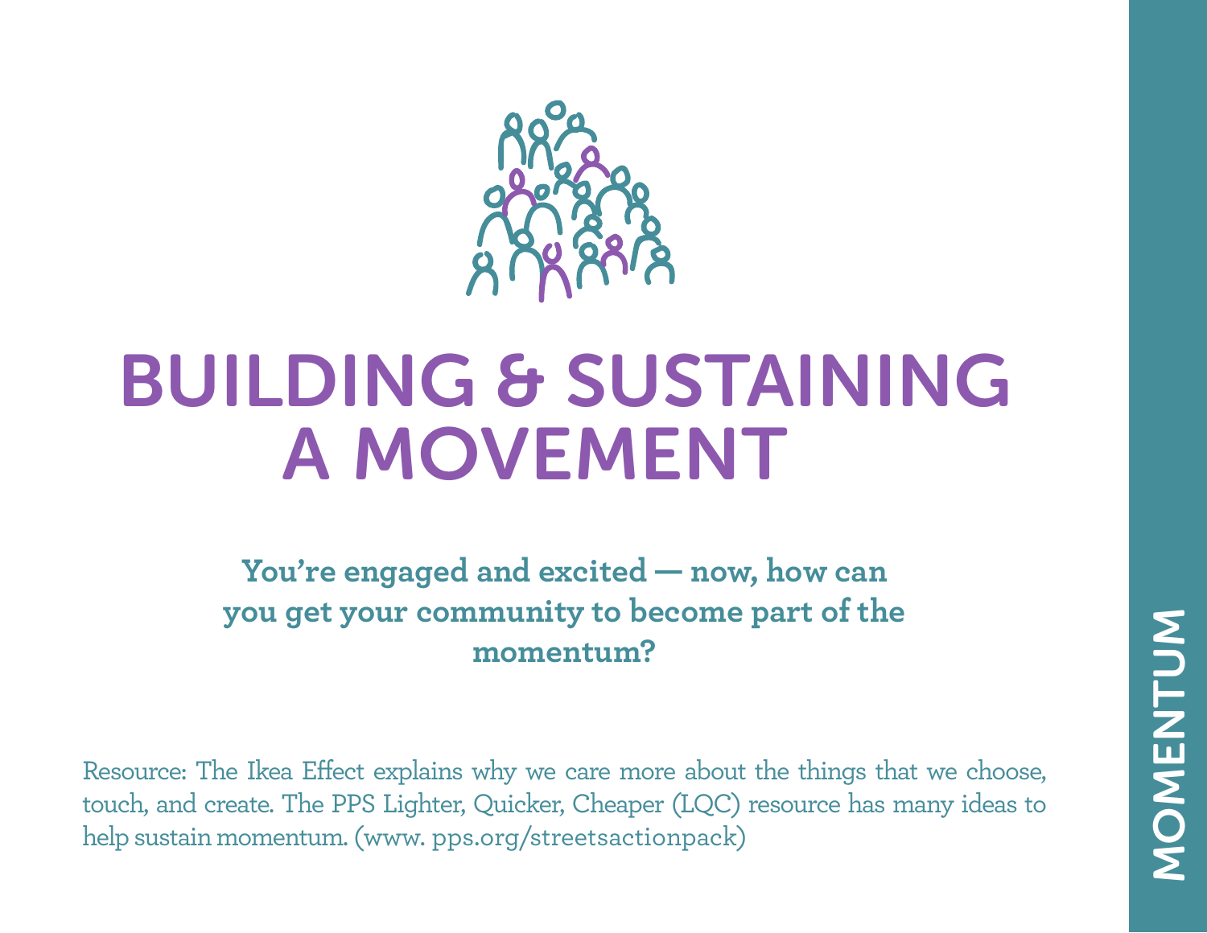# BUILDING & SUSTAINING A MOVEMENT

**You're engaged and excited — now, how can you get your community to become part of the momentum?**

Resource: The Ikea Effect explains why we care more about the things that we choose, touch, and create. The PPS Lighter, Quicker, Cheaper (LQC) resource has many ideas to help sustain momentum. (www. pps.org/streetsactionpack)

MOMENTUM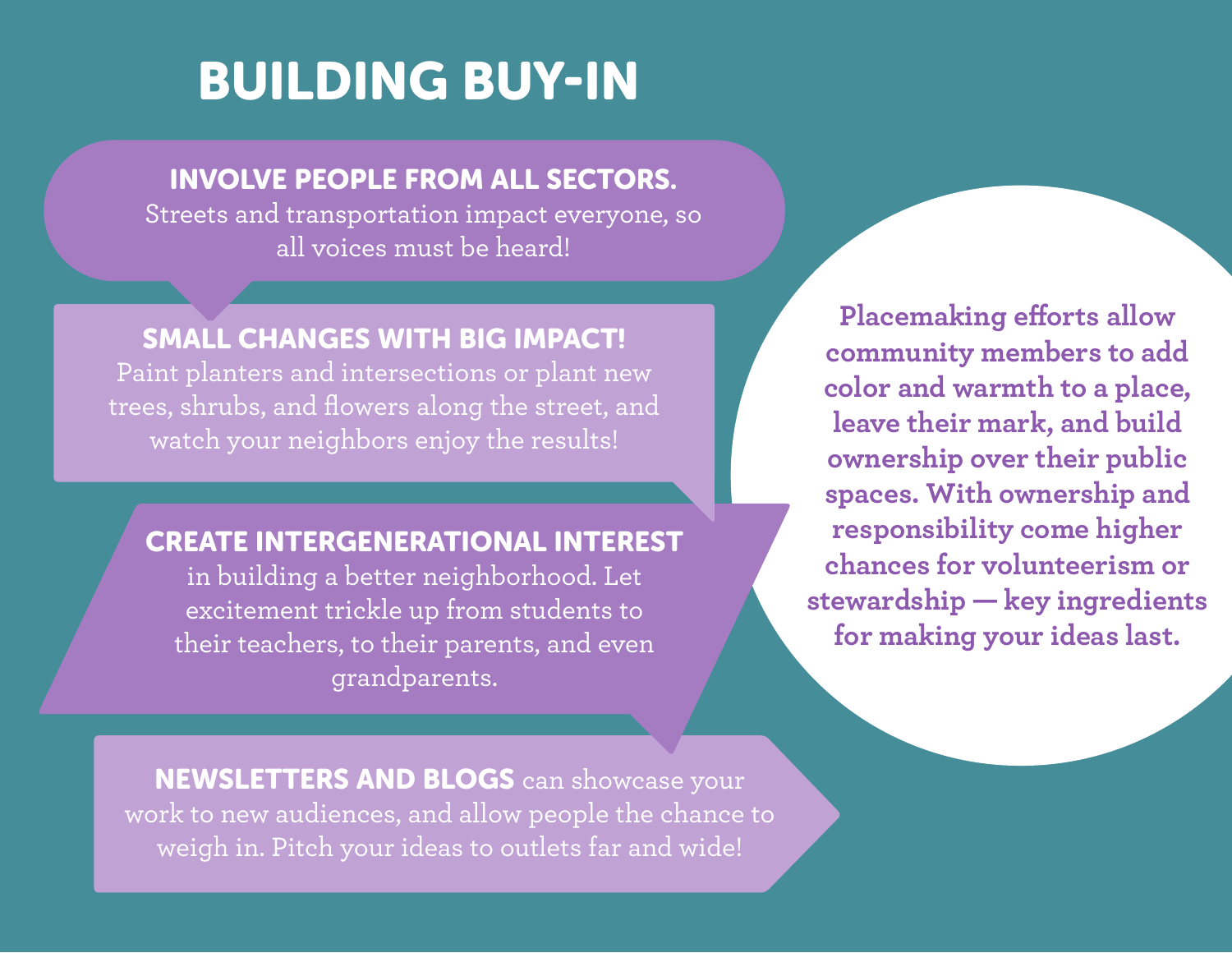# BUILDING BUY-IN

**INVOLVE PEOPLE FROM ALL SECTORS.** Streets and transportation impact everyone, so all voices must be heard!

**SMALL CHANGES WITH BIG IMPACT!** Paint planters and intersections or plant new trees, shrubs, and flowers along the street, and watch your neighbors enjoy the results!

**CREATE INTERGENERATIONAL INTEREST** in building a better neighborhood. Let excitement trickle up from students to their teachers, to their parents, and even grandparents.

**NEWSLETTERS AND BLOGS** can showcase your work to new audiences, and allow people the chance to weigh in. Pitch your ideas to outlets far and wide!

**Placemaking efforts allow community members to add color and warmth to a place, leave their mark, and build ownership over their public spaces. With ownership and responsibility come higher chances for volunteerism or stewardship — key ingredients for making your ideas last.**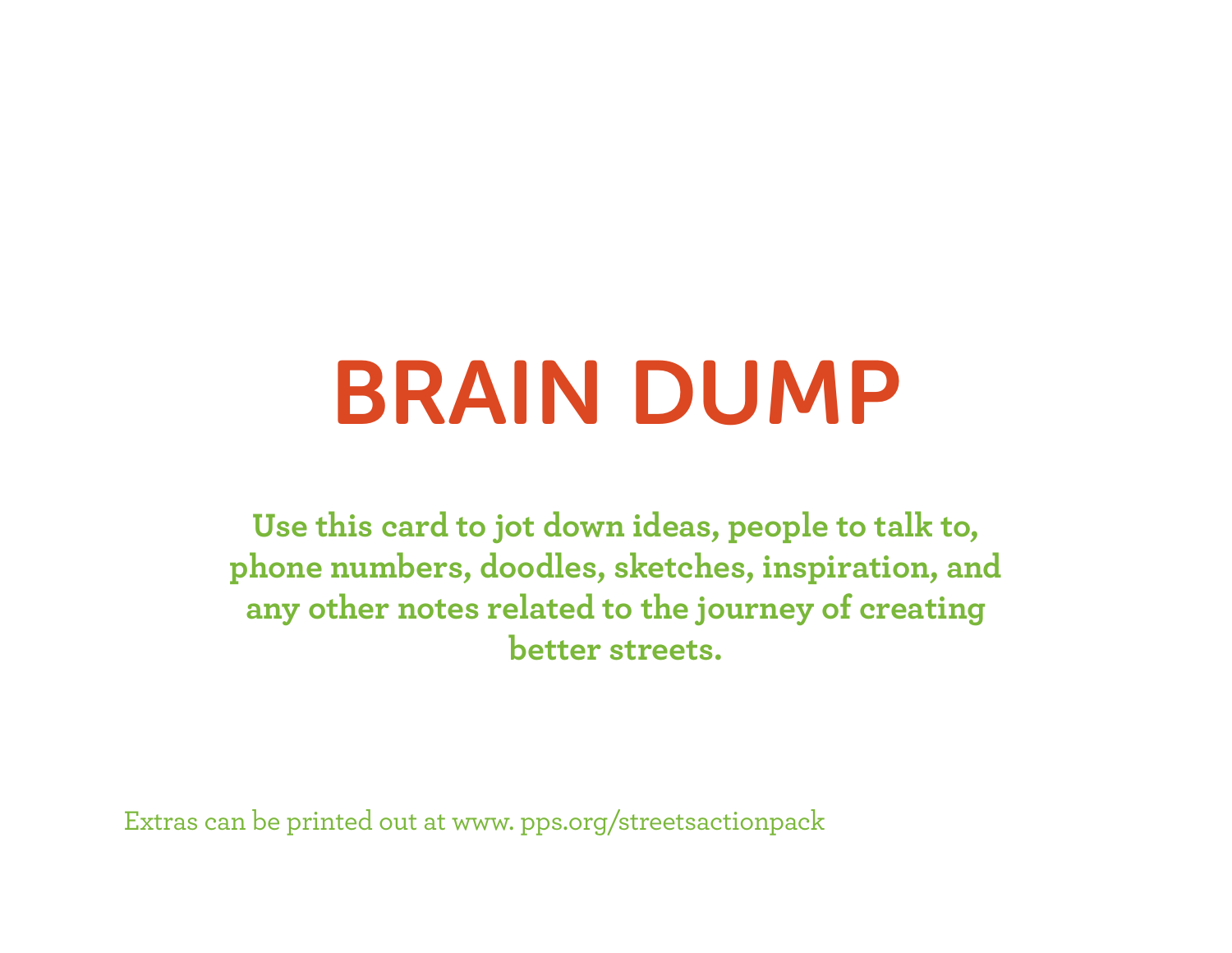# BRAIN DUMP

**Use this card to jot down ideas, people to talk to, phone numbers, doodles, sketches, inspiration, and any other notes related to the journey of creating better streets.**

Extras can be printed out at www. pps.org/streetsactionpack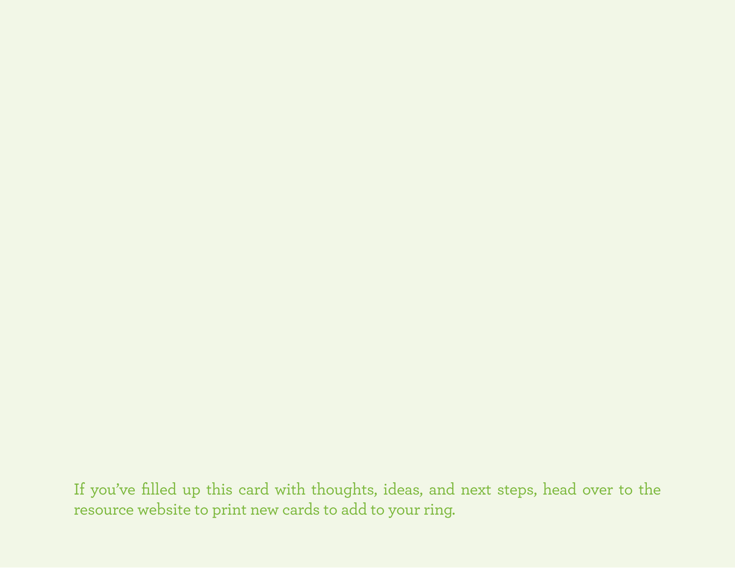If you've filled up this card with thoughts, ideas, and next steps, head over to the resource website to print new cards to add to your ring.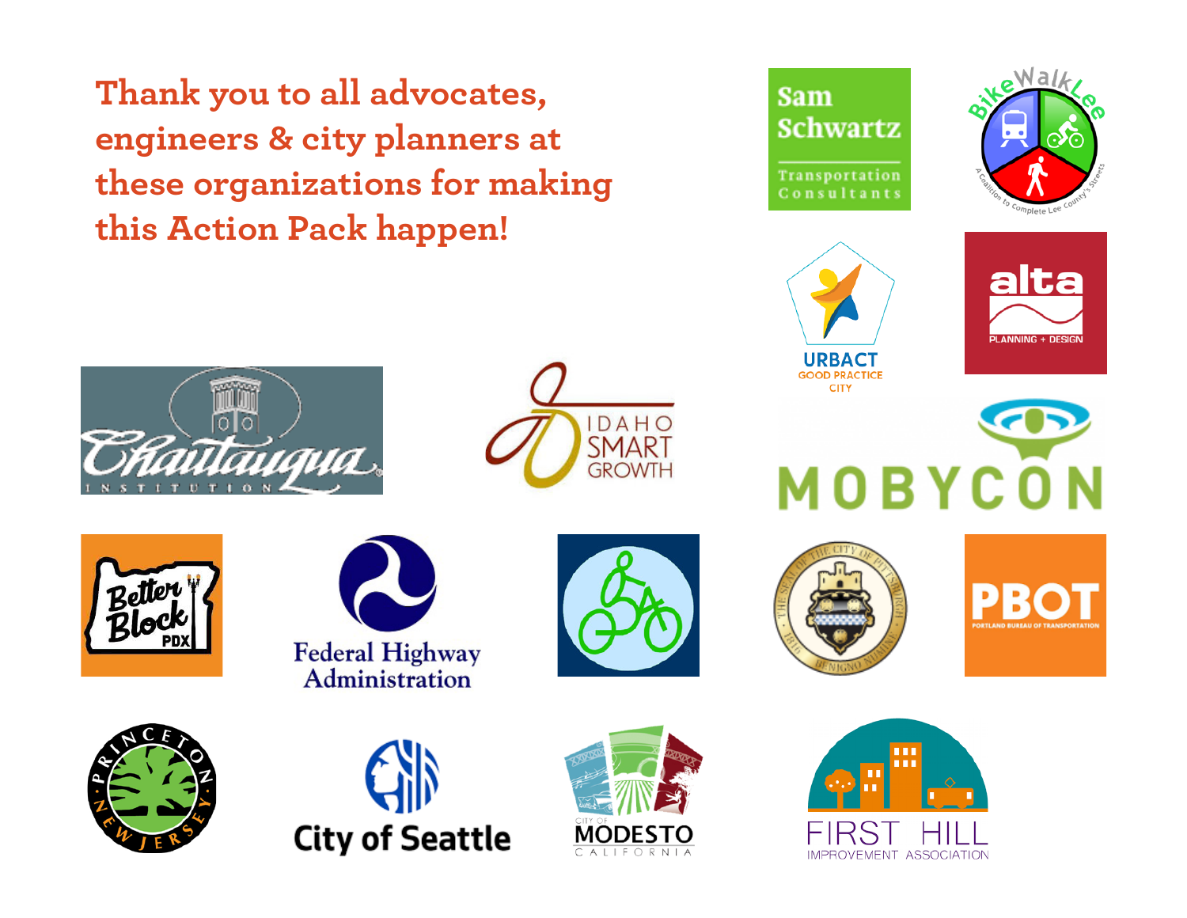**Thank you to all advocates, engineers & city planners at these organizations for making this Action Pack happen!**

Sam Schwartz Transportation Consultants

BikeWalkLee — A Coalition to Complete Lee County's Streets

URBACT GOOD PRACTICE CITY

alta PLANNING + DESIGN

Chautauqua Institution

Idaho Smart Growth

MOBYCON

Better Block PDX

Federal Highway Administration

The Seal of the City of Pittsburgh — Benigno Numine — 1816

PBOT — Portland Bureau of Transportation

Princeton New Jersey

City of Seattle

City of Modesto California

First Hill Improvement Association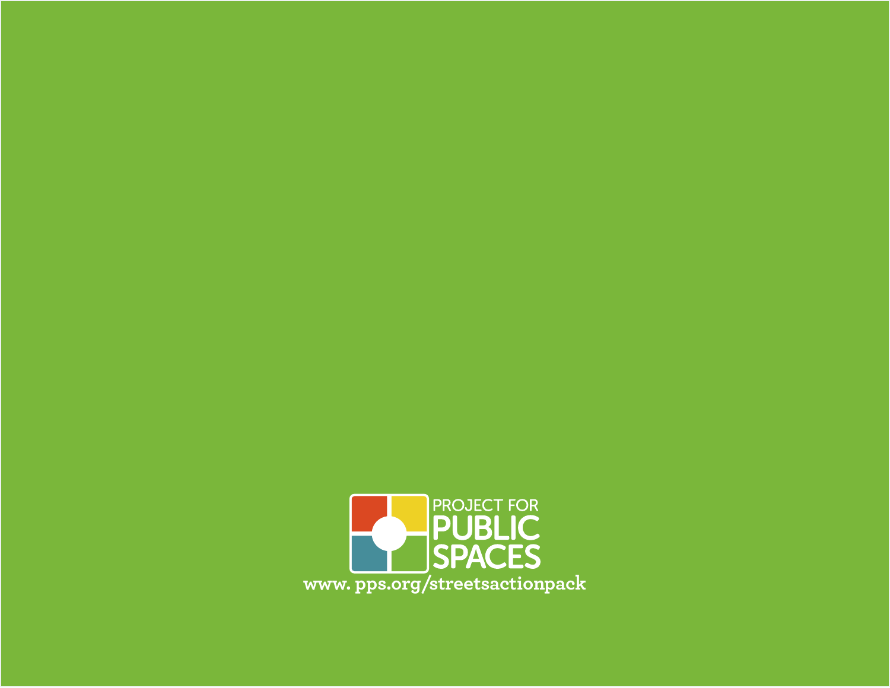PROJECT FOR PUBLIC SPACES

www. pps.org/streetsactionpack